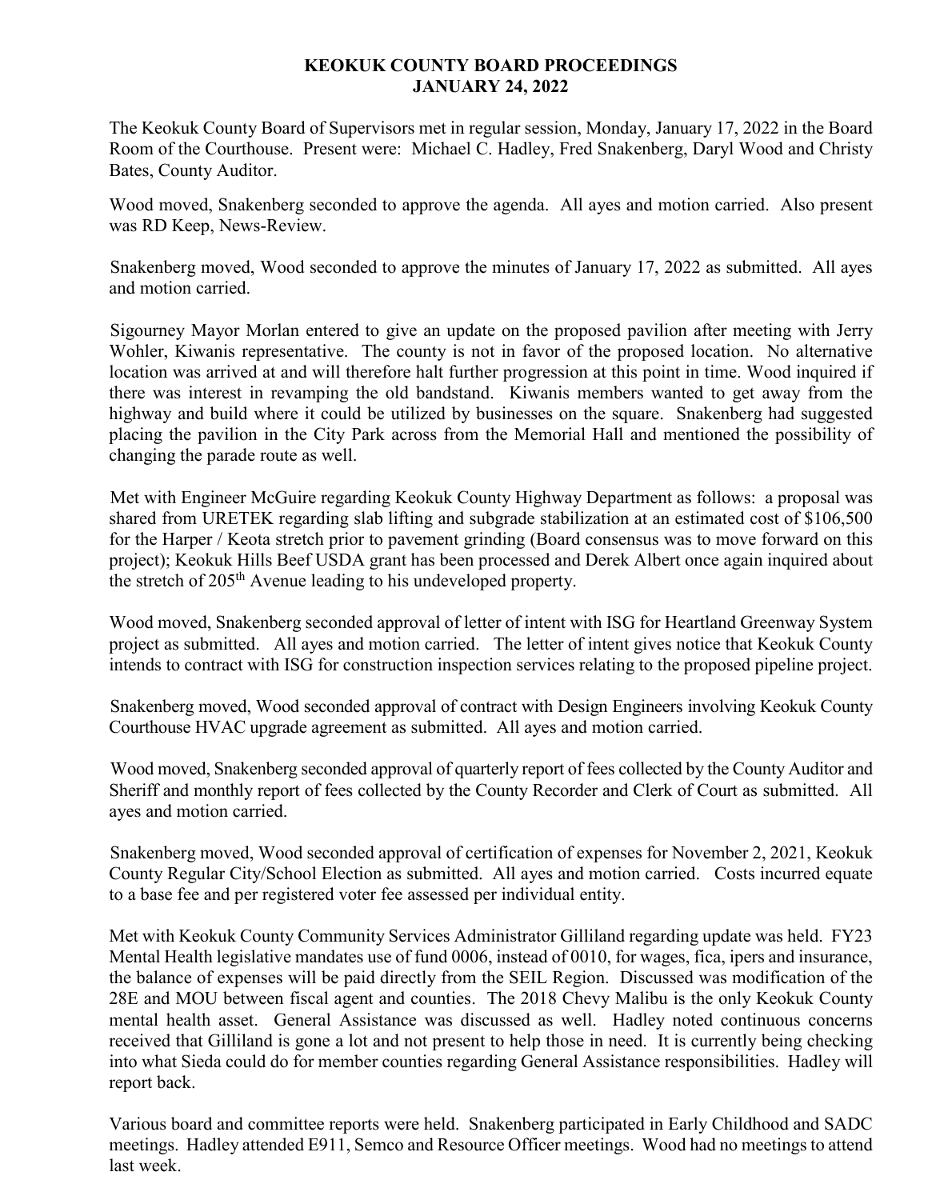# KEOKUK COUNTY BOARD PROCEEDINGS
## JANUARY 24, 2022

The Keokuk County Board of Supervisors met in regular session, Monday, January 17, 2022 in the Board Room of the Courthouse. Present were: Michael C. Hadley, Fred Snakenberg, Daryl Wood and Christy Bates, County Auditor.

Wood moved, Snakenberg seconded to approve the agenda. All ayes and motion carried. Also present was RD Keep, News-Review.

Snakenberg moved, Wood seconded to approve the minutes of January 17, 2022 as submitted. All ayes and motion carried.

Sigourney Mayor Morlan entered to give an update on the proposed pavilion after meeting with Jerry Wohler, Kiwanis representative. The county is not in favor of the proposed location. No alternative location was arrived at and will therefore halt further progression at this point in time. Wood inquired if there was interest in revamping the old bandstand. Kiwanis members wanted to get away from the highway and build where it could be utilized by businesses on the square. Snakenberg had suggested placing the pavilion in the City Park across from the Memorial Hall and mentioned the possibility of changing the parade route as well.

Met with Engineer McGuire regarding Keokuk County Highway Department as follows: a proposal was shared from URETEK regarding slab lifting and subgrade stabilization at an estimated cost of $106,500 for the Harper / Keota stretch prior to pavement grinding (Board consensus was to move forward on this project); Keokuk Hills Beef USDA grant has been processed and Derek Albert once again inquired about the stretch of 205th Avenue leading to his undeveloped property.

Wood moved, Snakenberg seconded approval of letter of intent with ISG for Heartland Greenway System project as submitted. All ayes and motion carried. The letter of intent gives notice that Keokuk County intends to contract with ISG for construction inspection services relating to the proposed pipeline project.

Snakenberg moved, Wood seconded approval of contract with Design Engineers involving Keokuk County Courthouse HVAC upgrade agreement as submitted. All ayes and motion carried.

Wood moved, Snakenberg seconded approval of quarterly report of fees collected by the County Auditor and Sheriff and monthly report of fees collected by the County Recorder and Clerk of Court as submitted. All ayes and motion carried.

Snakenberg moved, Wood seconded approval of certification of expenses for November 2, 2021, Keokuk County Regular City/School Election as submitted. All ayes and motion carried. Costs incurred equate to a base fee and per registered voter fee assessed per individual entity.

Met with Keokuk County Community Services Administrator Gilliland regarding update was held. FY23 Mental Health legislative mandates use of fund 0006, instead of 0010, for wages, fica, ipers and insurance, the balance of expenses will be paid directly from the SEIL Region. Discussed was modification of the 28E and MOU between fiscal agent and counties. The 2018 Chevy Malibu is the only Keokuk County mental health asset. General Assistance was discussed as well. Hadley noted continuous concerns received that Gilliland is gone a lot and not present to help those in need. It is currently being checking into what Sieda could do for member counties regarding General Assistance responsibilities. Hadley will report back.

Various board and committee reports were held. Snakenberg participated in Early Childhood and SADC meetings. Hadley attended E911, Semco and Resource Officer meetings. Wood had no meetings to attend last week.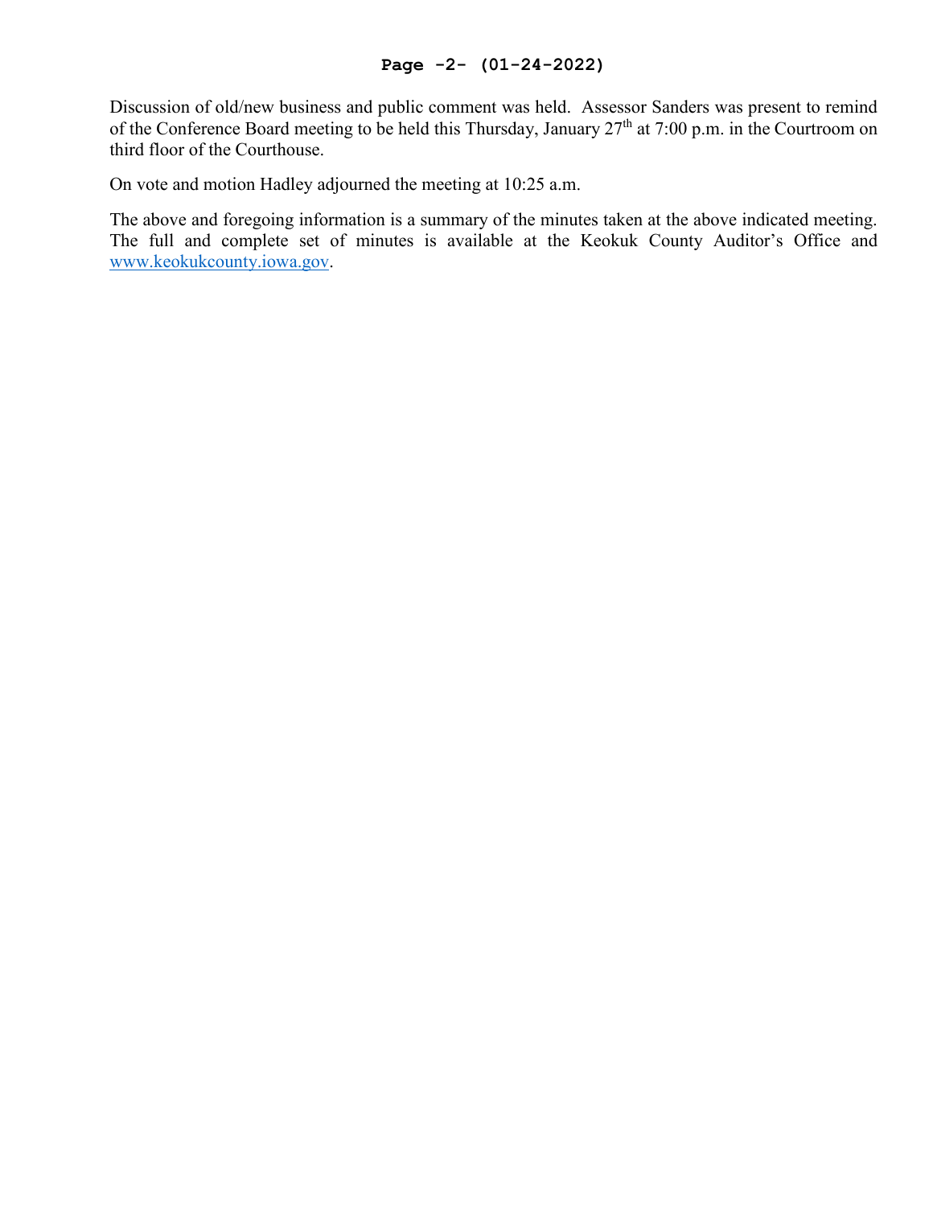Discussion of old/new business and public comment was held. Assessor Sanders was present to remind of the Conference Board meeting to be held this Thursday, January 27th at 7:00 p.m. in the Courtroom on third floor of the Courthouse.

On vote and motion Hadley adjourned the meeting at 10:25 a.m.

The above and foregoing information is a summary of the minutes taken at the above indicated meeting. The full and complete set of minutes is available at the Keokuk County Auditor's Office and www.keokukcounty.iowa.gov.